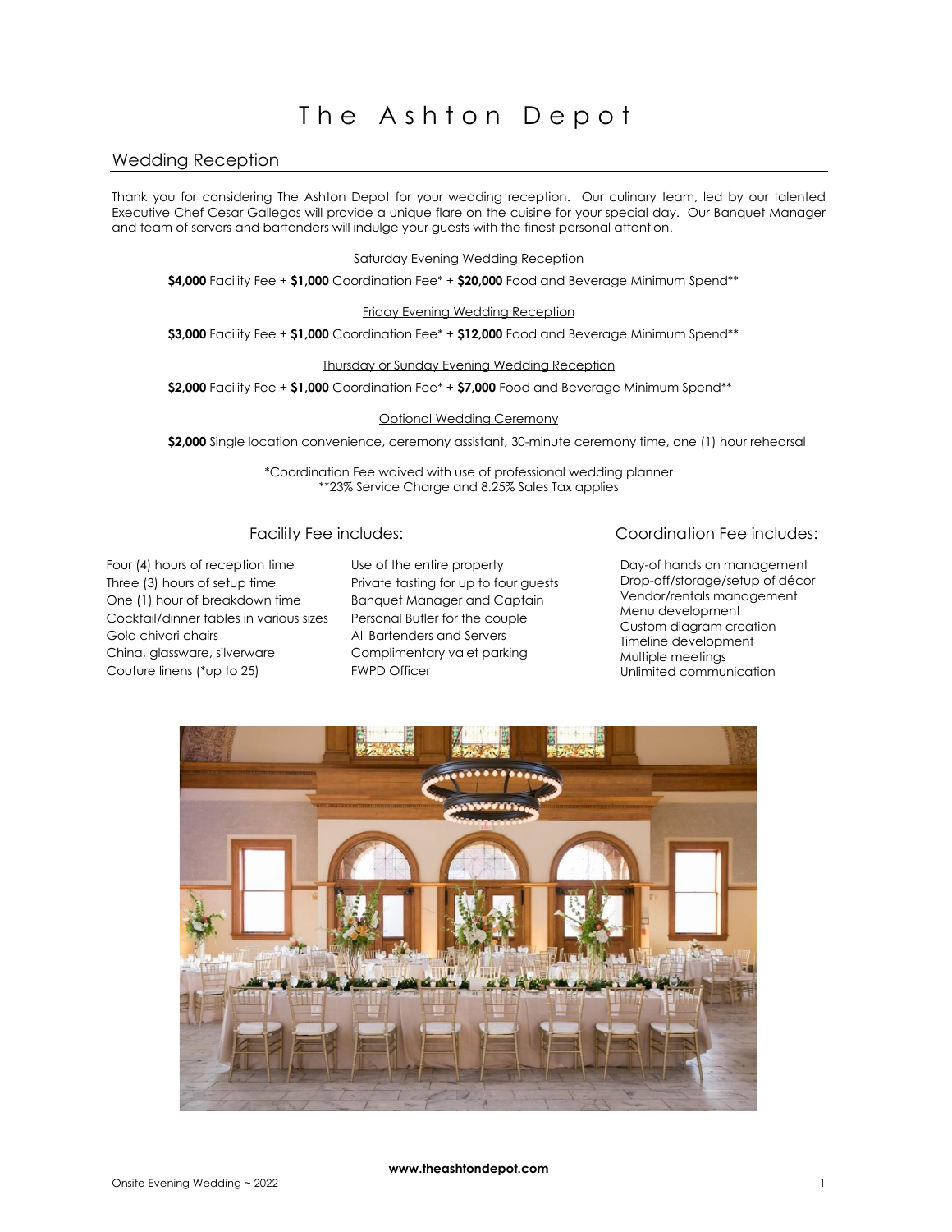# The Ashton Depot

## Wedding Reception

Thank you for considering The Ashton Depot for your wedding reception. Our culinary team, led by our talented Executive Chef Cesar Gallegos will provide a unique flare on the cuisine for your special day. Our Banquet Manager and team of servers and bartenders will indulge your guests with the finest personal attention.

**Saturday Evening Wedding Reception**

**$4,000** Facility Fee + **$1,000** Coordination Fee* + **$20,000** Food and Beverage Minimum Spend**

**Friday Evening Wedding Reception**

**$3,000** Facility Fee + **$1,000** Coordination Fee* + **$12,000** Food and Beverage Minimum Spend**

**Thursday or Sunday Evening Wedding Reception**

**$2,000** Facility Fee + **$1,000** Coordination Fee* + **$7,000** Food and Beverage Minimum Spend**

**Optional Wedding Ceremony**

**$2,000** Single location convenience, ceremony assistant, 30-minute ceremony time, one (1) hour rehearsal

*Coordination Fee waived with use of professional wedding planner
**23% Service Charge and 8.25% Sales Tax applies

### Facility Fee includes:

- Four (4) hours of reception time
- Three (3) hours of setup time
- One (1) hour of breakdown time
- Cocktail/dinner tables in various sizes
- Gold chivari chairs
- China, glassware, silverware
- Couture linens (*up to 25)
- Use of the entire property
- Private tasting for up to four guests
- Banquet Manager and Captain
- Personal Butler for the couple
- All Bartenders and Servers
- Complimentary valet parking
- FWPD Officer

### Coordination Fee includes:

- Day-of hands on management
- Drop-off/storage/setup of décor
- Vendor/rentals management
- Menu development
- Custom diagram creation
- Timeline development
- Multiple meetings
- Unlimited communication

**www.theashtondepot.com**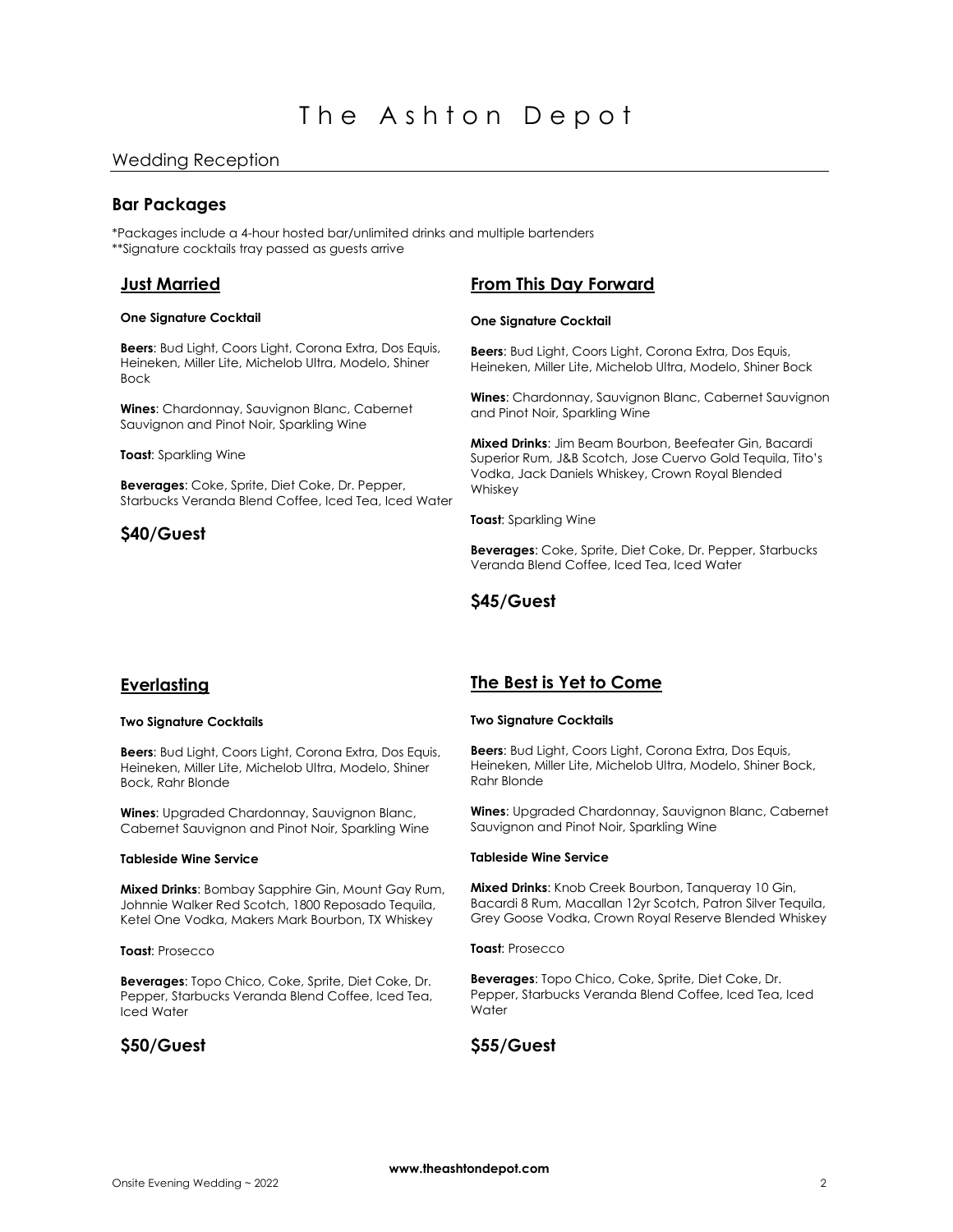# The Ashton Depot

## Wedding Reception

### Bar Packages

*Packages include a 4-hour hosted bar/unlimited drinks and multiple bartenders
**Signature cocktails tray passed as guests arrive

### Just Married

**One Signature Cocktail**

**Beers**: Bud Light, Coors Light, Corona Extra, Dos Equis, Heineken, Miller Lite, Michelob Ultra, Modelo, Shiner Bock

**Wines**: Chardonnay, Sauvignon Blanc, Cabernet Sauvignon and Pinot Noir, Sparkling Wine

**Toast**: Sparkling Wine

**Beverages**: Coke, Sprite, Diet Coke, Dr. Pepper, Starbucks Veranda Blend Coffee, Iced Tea, Iced Water

**$40/Guest**

### From This Day Forward

**One Signature Cocktail**

**Beers**: Bud Light, Coors Light, Corona Extra, Dos Equis, Heineken, Miller Lite, Michelob Ultra, Modelo, Shiner Bock

**Wines**: Chardonnay, Sauvignon Blanc, Cabernet Sauvignon and Pinot Noir, Sparkling Wine

**Mixed Drinks**: Jim Beam Bourbon, Beefeater Gin, Bacardi Superior Rum, J&B Scotch, Jose Cuervo Gold Tequila, Tito's Vodka, Jack Daniels Whiskey, Crown Royal Blended Whiskey

**Toast**: Sparkling Wine

**Beverages**: Coke, Sprite, Diet Coke, Dr. Pepper, Starbucks Veranda Blend Coffee, Iced Tea, Iced Water

**$45/Guest**

### Everlasting

**Two Signature Cocktails**

**Beers**: Bud Light, Coors Light, Corona Extra, Dos Equis, Heineken, Miller Lite, Michelob Ultra, Modelo, Shiner Bock, Rahr Blonde

**Wines**: Upgraded Chardonnay, Sauvignon Blanc, Cabernet Sauvignon and Pinot Noir, Sparkling Wine

**Tableside Wine Service**

**Mixed Drinks**: Bombay Sapphire Gin, Mount Gay Rum, Johnnie Walker Red Scotch, 1800 Reposado Tequila, Ketel One Vodka, Makers Mark Bourbon, TX Whiskey

**Toast**: Prosecco

**Beverages**: Topo Chico, Coke, Sprite, Diet Coke, Dr. Pepper, Starbucks Veranda Blend Coffee, Iced Tea, Iced Water

**$50/Guest**

### The Best is Yet to Come

**Two Signature Cocktails**

**Beers**: Bud Light, Coors Light, Corona Extra, Dos Equis, Heineken, Miller Lite, Michelob Ultra, Modelo, Shiner Bock, Rahr Blonde

**Wines**: Upgraded Chardonnay, Sauvignon Blanc, Cabernet Sauvignon and Pinot Noir, Sparkling Wine

**Tableside Wine Service**

**Mixed Drinks**: Knob Creek Bourbon, Tanqueray 10 Gin, Bacardi 8 Rum, Macallan 12yr Scotch, Patron Silver Tequila, Grey Goose Vodka, Crown Royal Reserve Blended Whiskey

**Toast**: Prosecco

**Beverages**: Topo Chico, Coke, Sprite, Diet Coke, Dr. Pepper, Starbucks Veranda Blend Coffee, Iced Tea, Iced Water

**$55/Guest**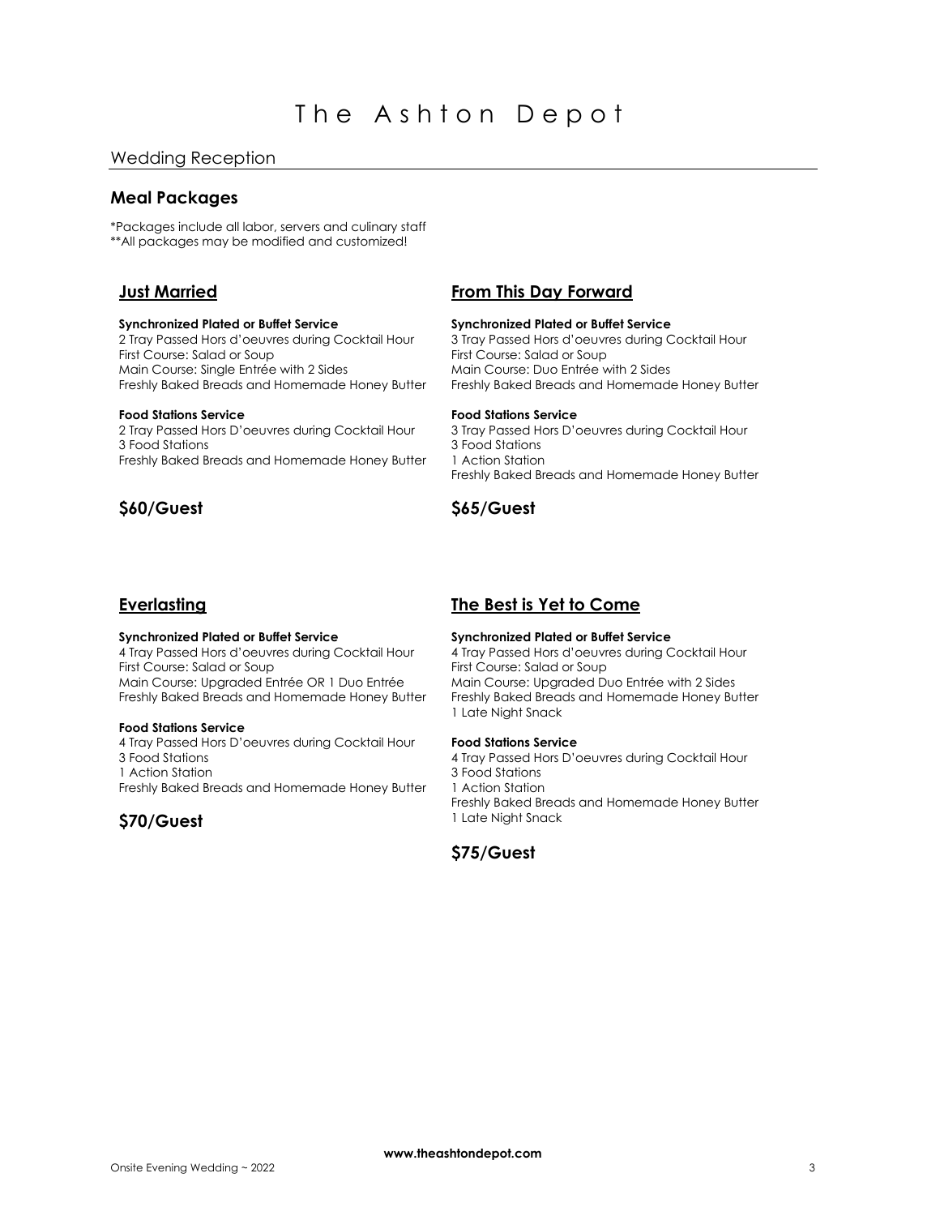# The Ashton Depot

## Wedding Reception

### Meal Packages

*Packages include all labor, servers and culinary staff
**All packages may be modified and customized!

### Just Married

**Synchronized Plated or Buffet Service**
2 Tray Passed Hors d'oeuvres during Cocktail Hour
First Course: Salad or Soup
Main Course: Single Entrée with 2 Sides
Freshly Baked Breads and Homemade Honey Butter

**Food Stations Service**
2 Tray Passed Hors D'oeuvres during Cocktail Hour
3 Food Stations
Freshly Baked Breads and Homemade Honey Butter

**$60/Guest**

### From This Day Forward

**Synchronized Plated or Buffet Service**
3 Tray Passed Hors d'oeuvres during Cocktail Hour
First Course: Salad or Soup
Main Course: Duo Entrée with 2 Sides
Freshly Baked Breads and Homemade Honey Butter

**Food Stations Service**
3 Tray Passed Hors D'oeuvres during Cocktail Hour
3 Food Stations
1 Action Station
Freshly Baked Breads and Homemade Honey Butter

**$65/Guest**

### Everlasting

**Synchronized Plated or Buffet Service**
4 Tray Passed Hors d'oeuvres during Cocktail Hour
First Course: Salad or Soup
Main Course: Upgraded Entrée OR 1 Duo Entrée
Freshly Baked Breads and Homemade Honey Butter

**Food Stations Service**
4 Tray Passed Hors D'oeuvres during Cocktail Hour
3 Food Stations
1 Action Station
Freshly Baked Breads and Homemade Honey Butter

**$70/Guest**

### The Best is Yet to Come

**Synchronized Plated or Buffet Service**
4 Tray Passed Hors d'oeuvres during Cocktail Hour
First Course: Salad or Soup
Main Course: Upgraded Duo Entrée with 2 Sides
Freshly Baked Breads and Homemade Honey Butter
1 Late Night Snack

**Food Stations Service**
4 Tray Passed Hors D'oeuvres during Cocktail Hour
3 Food Stations
1 Action Station
Freshly Baked Breads and Homemade Honey Butter
1 Late Night Snack

**$75/Guest**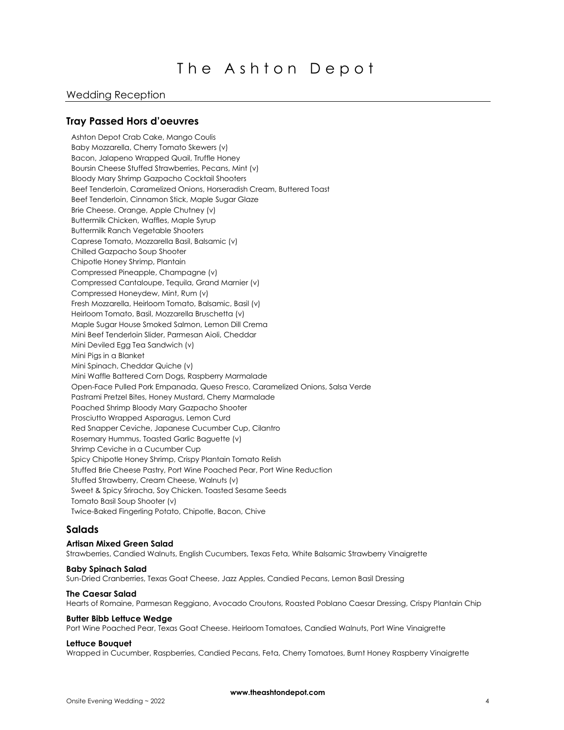# The Ashton Depot

## Wedding Reception

### Tray Passed Hors d'oeuvres

Ashton Depot Crab Cake, Mango Coulis
Baby Mozzarella, Cherry Tomato Skewers (v)
Bacon, Jalapeno Wrapped Quail, Truffle Honey
Boursin Cheese Stuffed Strawberries, Pecans, Mint (v)
Bloody Mary Shrimp Gazpacho Cocktail Shooters
Beef Tenderloin, Caramelized Onions, Horseradish Cream, Buttered Toast
Beef Tenderloin, Cinnamon Stick, Maple Sugar Glaze
Brie Cheese. Orange, Apple Chutney (v)
Buttermilk Chicken, Waffles, Maple Syrup
Buttermilk Ranch Vegetable Shooters
Caprese Tomato, Mozzarella Basil, Balsamic (v)
Chilled Gazpacho Soup Shooter
Chipotle Honey Shrimp, Plantain
Compressed Pineapple, Champagne (v)
Compressed Cantaloupe, Tequila, Grand Marnier (v)
Compressed Honeydew, Mint, Rum (v)
Fresh Mozzarella, Heirloom Tomato, Balsamic, Basil (v)
Heirloom Tomato, Basil, Mozzarella Bruschetta (v)
Maple Sugar House Smoked Salmon, Lemon Dill Crema
Mini Beef Tenderloin Slider, Parmesan Aioli, Cheddar
Mini Deviled Egg Tea Sandwich (v)
Mini Pigs in a Blanket
Mini Spinach, Cheddar Quiche (v)
Mini Waffle Battered Corn Dogs, Raspberry Marmalade
Open-Face Pulled Pork Empanada, Queso Fresco, Caramelized Onions, Salsa Verde
Pastrami Pretzel Bites, Honey Mustard, Cherry Marmalade
Poached Shrimp Bloody Mary Gazpacho Shooter
Prosciutto Wrapped Asparagus, Lemon Curd
Red Snapper Ceviche, Japanese Cucumber Cup, Cilantro
Rosemary Hummus, Toasted Garlic Baguette (v)
Shrimp Ceviche in a Cucumber Cup
Spicy Chipotle Honey Shrimp, Crispy Plantain Tomato Relish
Stuffed Brie Cheese Pastry, Port Wine Poached Pear, Port Wine Reduction
Stuffed Strawberry, Cream Cheese, Walnuts (v)
Sweet & Spicy Sriracha, Soy Chicken. Toasted Sesame Seeds
Tomato Basil Soup Shooter (v)
Twice-Baked Fingerling Potato, Chipotle, Bacon, Chive

### Salads

**Artisan Mixed Green Salad**
Strawberries, Candied Walnuts, English Cucumbers, Texas Feta, White Balsamic Strawberry Vinaigrette

**Baby Spinach Salad**
Sun-Dried Cranberries, Texas Goat Cheese, Jazz Apples, Candied Pecans, Lemon Basil Dressing

**The Caesar Salad**
Hearts of Romaine, Parmesan Reggiano, Avocado Croutons, Roasted Poblano Caesar Dressing, Crispy Plantain Chip

**Butter Bibb Lettuce Wedge**
Port Wine Poached Pear, Texas Goat Cheese. Heirloom Tomatoes, Candied Walnuts, Port Wine Vinaigrette

**Lettuce Bouquet**
Wrapped in Cucumber, Raspberries, Candied Pecans, Feta, Cherry Tomatoes, Burnt Honey Raspberry Vinaigrette

**www.theashtondepot.com**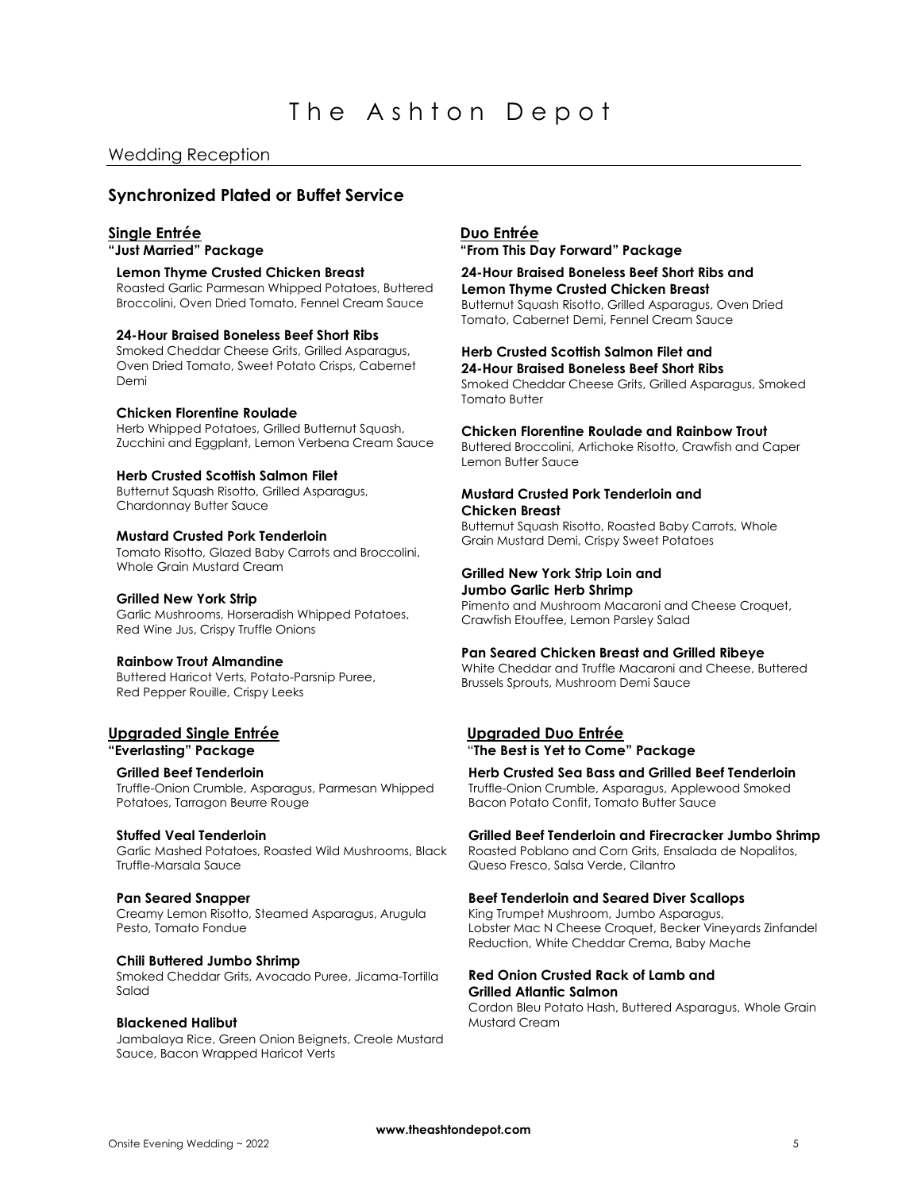# The Ashton Depot

## Wedding Reception

### Synchronized Plated or Buffet Service

#### Single Entrée

**"Just Married" Package**

**Lemon Thyme Crusted Chicken Breast**
Roasted Garlic Parmesan Whipped Potatoes, Buttered Broccolini, Oven Dried Tomato, Fennel Cream Sauce

**24-Hour Braised Boneless Beef Short Ribs**
Smoked Cheddar Cheese Grits, Grilled Asparagus, Oven Dried Tomato, Sweet Potato Crisps, Cabernet Demi

**Chicken Florentine Roulade**
Herb Whipped Potatoes, Grilled Butternut Squash, Zucchini and Eggplant, Lemon Verbena Cream Sauce

**Herb Crusted Scottish Salmon Filet**
Butternut Squash Risotto, Grilled Asparagus, Chardonnay Butter Sauce

**Mustard Crusted Pork Tenderloin**
Tomato Risotto, Glazed Baby Carrots and Broccolini, Whole Grain Mustard Cream

**Grilled New York Strip**
Garlic Mushrooms, Horseradish Whipped Potatoes, Red Wine Jus, Crispy Truffle Onions

**Rainbow Trout Almandine**
Buttered Haricot Verts, Potato-Parsnip Puree, Red Pepper Rouille, Crispy Leeks

#### Duo Entrée

**"From This Day Forward" Package**

**24-Hour Braised Boneless Beef Short Ribs and Lemon Thyme Crusted Chicken Breast**
Butternut Squash Risotto, Grilled Asparagus, Oven Dried Tomato, Cabernet Demi, Fennel Cream Sauce

**Herb Crusted Scottish Salmon Filet and 24-Hour Braised Boneless Beef Short Ribs**
Smoked Cheddar Cheese Grits, Grilled Asparagus, Smoked Tomato Butter

**Chicken Florentine Roulade and Rainbow Trout**
Buttered Broccolini, Artichoke Risotto, Crawfish and Caper Lemon Butter Sauce

**Mustard Crusted Pork Tenderloin and Chicken Breast**
Butternut Squash Risotto, Roasted Baby Carrots, Whole Grain Mustard Demi, Crispy Sweet Potatoes

**Grilled New York Strip Loin and Jumbo Garlic Herb Shrimp**
Pimento and Mushroom Macaroni and Cheese Croquet, Crawfish Etouffee, Lemon Parsley Salad

**Pan Seared Chicken Breast and Grilled Ribeye**
White Cheddar and Truffle Macaroni and Cheese, Buttered Brussels Sprouts, Mushroom Demi Sauce

#### Upgraded Single Entrée

**"Everlasting" Package**

**Grilled Beef Tenderloin**
Truffle-Onion Crumble, Asparagus, Parmesan Whipped Potatoes, Tarragon Beurre Rouge

**Stuffed Veal Tenderloin**
Garlic Mashed Potatoes, Roasted Wild Mushrooms, Black Truffle-Marsala Sauce

**Pan Seared Snapper**
Creamy Lemon Risotto, Steamed Asparagus, Arugula Pesto, Tomato Fondue

**Chili Buttered Jumbo Shrimp**
Smoked Cheddar Grits, Avocado Puree, Jicama-Tortilla Salad

**Blackened Halibut**
Jambalaya Rice, Green Onion Beignets, Creole Mustard Sauce, Bacon Wrapped Haricot Verts

#### Upgraded Duo Entrée

**"The Best is Yet to Come" Package**

**Herb Crusted Sea Bass and Grilled Beef Tenderloin**
Truffle-Onion Crumble, Asparagus, Applewood Smoked Bacon Potato Confit, Tomato Butter Sauce

**Grilled Beef Tenderloin and Firecracker Jumbo Shrimp**
Roasted Poblano and Corn Grits, Ensalada de Nopalitos, Queso Fresco, Salsa Verde, Cilantro

**Beef Tenderloin and Seared Diver Scallops**
King Trumpet Mushroom, Jumbo Asparagus, Lobster Mac N Cheese Croquet, Becker Vineyards Zinfandel Reduction, White Cheddar Crema, Baby Mache

**Red Onion Crusted Rack of Lamb and Grilled Atlantic Salmon**
Cordon Bleu Potato Hash, Buttered Asparagus, Whole Grain Mustard Cream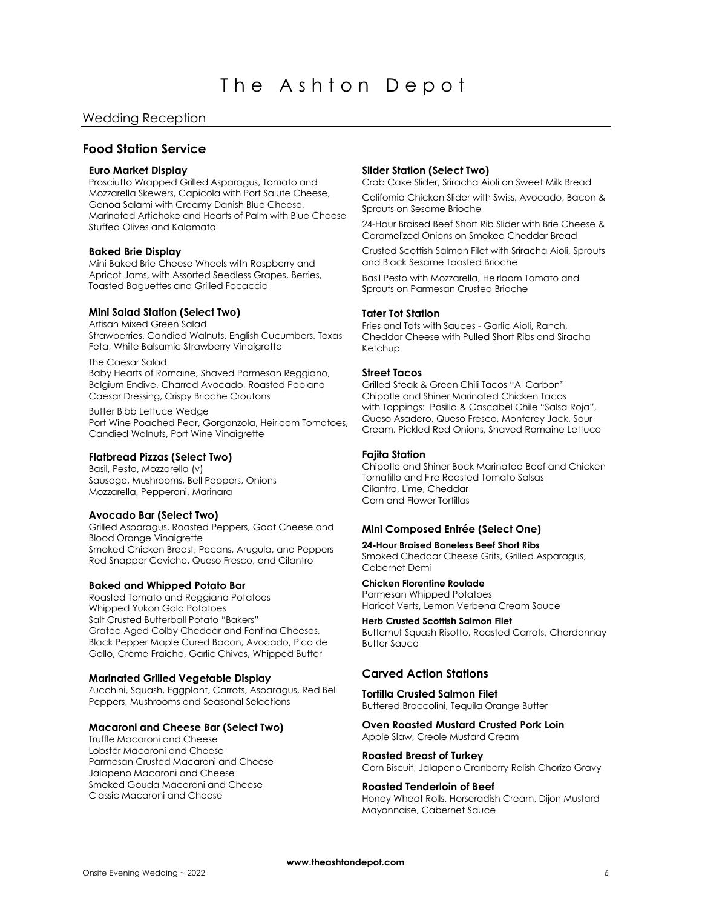# The Ashton Depot

## Wedding Reception

## Food Station Service

### Euro Market Display

Prosciutto Wrapped Grilled Asparagus, Tomato and Mozzarella Skewers, Capicola with Port Salute Cheese, Genoa Salami with Creamy Danish Blue Cheese, Marinated Artichoke and Hearts of Palm with Blue Cheese Stuffed Olives and Kalamata

### Baked Brie Display

Mini Baked Brie Cheese Wheels with Raspberry and Apricot Jams, with Assorted Seedless Grapes, Berries, Toasted Baguettes and Grilled Focaccia

### Mini Salad Station (Select Two)

Artisan Mixed Green Salad
Strawberries, Candied Walnuts, English Cucumbers, Texas Feta, White Balsamic Strawberry Vinaigrette

The Caesar Salad
Baby Hearts of Romaine, Shaved Parmesan Reggiano, Belgium Endive, Charred Avocado, Roasted Poblano Caesar Dressing, Crispy Brioche Croutons

Butter Bibb Lettuce Wedge
Port Wine Poached Pear, Gorgonzola, Heirloom Tomatoes, Candied Walnuts, Port Wine Vinaigrette

### Flatbread Pizzas (Select Two)

Basil, Pesto, Mozzarella (v)
Sausage, Mushrooms, Bell Peppers, Onions
Mozzarella, Pepperoni, Marinara

### Avocado Bar (Select Two)

Grilled Asparagus, Roasted Peppers, Goat Cheese and Blood Orange Vinaigrette
Smoked Chicken Breast, Pecans, Arugula, and Peppers
Red Snapper Ceviche, Queso Fresco, and Cilantro

### Baked and Whipped Potato Bar

Roasted Tomato and Reggiano Potatoes
Whipped Yukon Gold Potatoes
Salt Crusted Butterball Potato "Bakers"
Grated Aged Colby Cheddar and Fontina Cheeses, Black Pepper Maple Cured Bacon, Avocado, Pico de Gallo, Crème Fraiche, Garlic Chives, Whipped Butter

### Marinated Grilled Vegetable Display

Zucchini, Squash, Eggplant, Carrots, Asparagus, Red Bell Peppers, Mushrooms and Seasonal Selections

### Macaroni and Cheese Bar (Select Two)

Truffle Macaroni and Cheese
Lobster Macaroni and Cheese
Parmesan Crusted Macaroni and Cheese
Jalapeno Macaroni and Cheese
Smoked Gouda Macaroni and Cheese
Classic Macaroni and Cheese

### Slider Station (Select Two)

Crab Cake Slider, Sriracha Aioli on Sweet Milk Bread

California Chicken Slider with Swiss, Avocado, Bacon & Sprouts on Sesame Brioche

24-Hour Braised Beef Short Rib Slider with Brie Cheese & Caramelized Onions on Smoked Cheddar Bread

Crusted Scottish Salmon Filet with Sriracha Aioli, Sprouts and Black Sesame Toasted Brioche

Basil Pesto with Mozzarella, Heirloom Tomato and Sprouts on Parmesan Crusted Brioche

### Tater Tot Station

Fries and Tots with Sauces - Garlic Aioli, Ranch, Cheddar Cheese with Pulled Short Ribs and Siracha Ketchup

### Street Tacos

Grilled Steak & Green Chili Tacos "Al Carbon"
Chipotle and Shiner Marinated Chicken Tacos
with Toppings: Pasilla & Cascabel Chile "Salsa Roja", Queso Asadero, Queso Fresco, Monterey Jack, Sour Cream, Pickled Red Onions, Shaved Romaine Lettuce

### Fajita Station

Chipotle and Shiner Bock Marinated Beef and Chicken
Tomatillo and Fire Roasted Tomato Salsas
Cilantro, Lime, Cheddar
Corn and Flower Tortillas

### Mini Composed Entrée (Select One)

**24-Hour Braised Boneless Beef Short Ribs**
Smoked Cheddar Cheese Grits, Grilled Asparagus, Cabernet Demi

**Chicken Florentine Roulade**
Parmesan Whipped Potatoes
Haricot Verts, Lemon Verbena Cream Sauce

**Herb Crusted Scottish Salmon Filet**
Butternut Squash Risotto, Roasted Carrots, Chardonnay Butter Sauce

## Carved Action Stations

### Tortilla Crusted Salmon Filet

Buttered Broccolini, Tequila Orange Butter

### Oven Roasted Mustard Crusted Pork Loin

Apple Slaw, Creole Mustard Cream

### Roasted Breast of Turkey

Corn Biscuit, Jalapeno Cranberry Relish Chorizo Gravy

### Roasted Tenderloin of Beef

Honey Wheat Rolls, Horseradish Cream, Dijon Mustard Mayonnaise, Cabernet Sauce

**www.theashtondepot.com**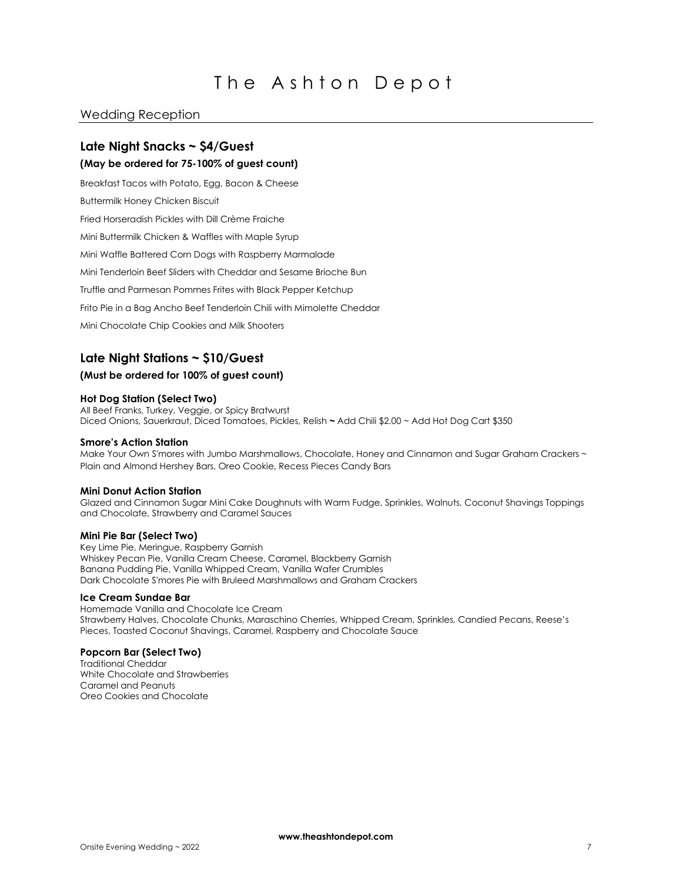# The Ashton Depot

## Wedding Reception

### Late Night Snacks ~ $4/Guest

**(May be ordered for 75-100% of guest count)**

Breakfast Tacos with Potato, Egg, Bacon & Cheese

Buttermilk Honey Chicken Biscuit

Fried Horseradish Pickles with Dill Crème Fraiche

Mini Buttermilk Chicken & Waffles with Maple Syrup

Mini Waffle Battered Corn Dogs with Raspberry Marmalade

Mini Tenderloin Beef Sliders with Cheddar and Sesame Brioche Bun

Truffle and Parmesan Pommes Frites with Black Pepper Ketchup

Frito Pie in a Bag Ancho Beef Tenderloin Chili with Mimolette Cheddar

Mini Chocolate Chip Cookies and Milk Shooters

### Late Night Stations ~ $10/Guest

**(Must be ordered for 100% of guest count)**

**Hot Dog Station (Select Two)**
All Beef Franks, Turkey, Veggie, or Spicy Bratwurst
Diced Onions, Sauerkraut, Diced Tomatoes, Pickles, Relish **~** Add Chili $2.00 ~ Add Hot Dog Cart $350

**Smore's Action Station**
Make Your Own S'mores with Jumbo Marshmallows, Chocolate, Honey and Cinnamon and Sugar Graham Crackers ~ Plain and Almond Hershey Bars, Oreo Cookie, Recess Pieces Candy Bars

**Mini Donut Action Station**
Glazed and Cinnamon Sugar Mini Cake Doughnuts with Warm Fudge, Sprinkles, Walnuts, Coconut Shavings Toppings and Chocolate, Strawberry and Caramel Sauces

**Mini Pie Bar (Select Two)**
Key Lime Pie, Meringue, Raspberry Garnish
Whiskey Pecan Pie, Vanilla Cream Cheese, Caramel, Blackberry Garnish
Banana Pudding Pie, Vanilla Whipped Cream, Vanilla Wafer Crumbles
Dark Chocolate S'mores Pie with Bruleed Marshmallows and Graham Crackers

**Ice Cream Sundae Bar**
Homemade Vanilla and Chocolate Ice Cream
Strawberry Halves, Chocolate Chunks, Maraschino Cherries, Whipped Cream, Sprinkles, Candied Pecans, Reese's Pieces, Toasted Coconut Shavings, Caramel, Raspberry and Chocolate Sauce

**Popcorn Bar (Select Two)**
Traditional Cheddar
White Chocolate and Strawberries
Caramel and Peanuts
Oreo Cookies and Chocolate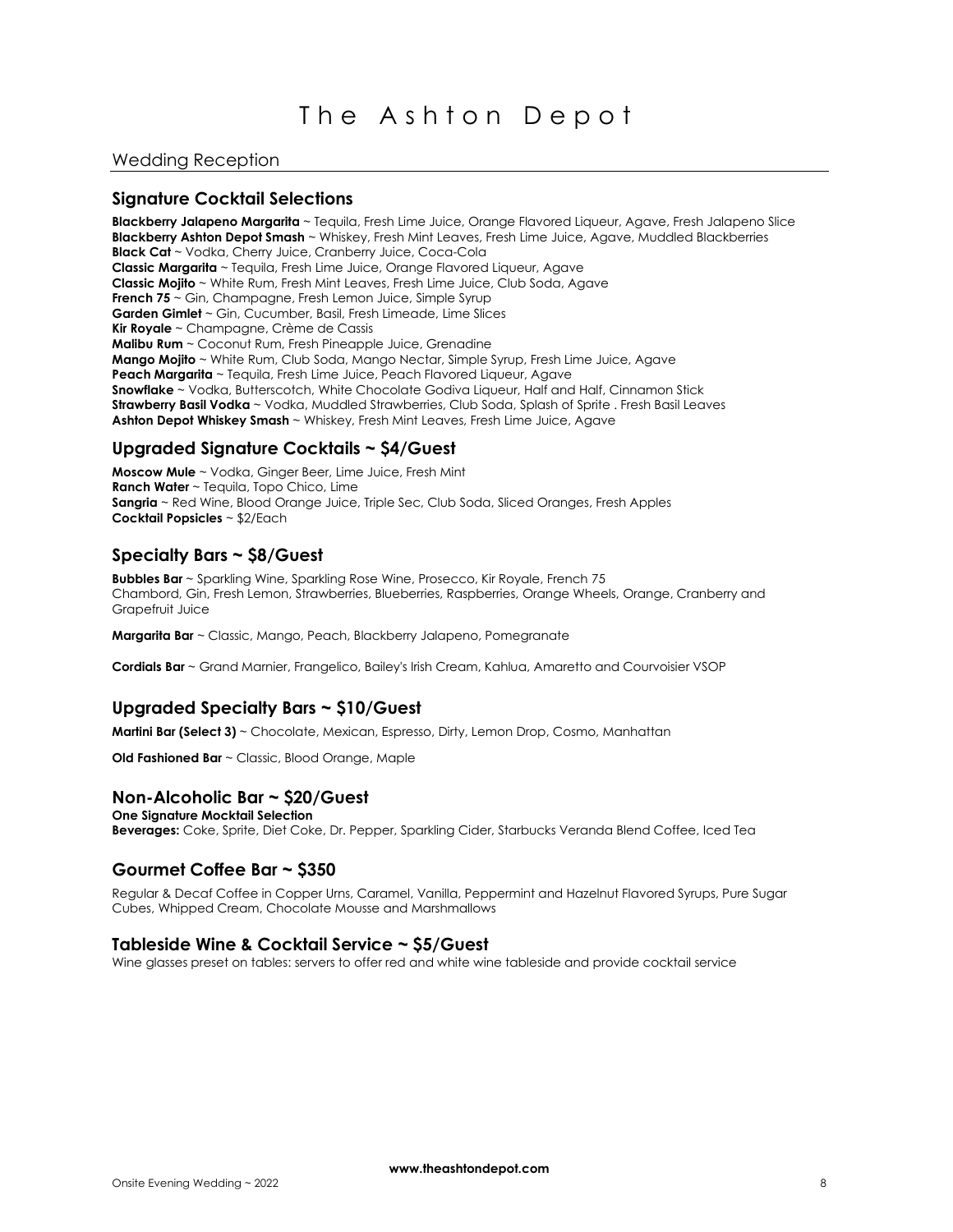# The Ashton Depot

## Wedding Reception

### Signature Cocktail Selections

**Blackberry Jalapeno Margarita** ~ Tequila, Fresh Lime Juice, Orange Flavored Liqueur, Agave, Fresh Jalapeno Slice
**Blackberry Ashton Depot Smash** ~ Whiskey, Fresh Mint Leaves, Fresh Lime Juice, Agave, Muddled Blackberries
**Black Cat** ~ Vodka, Cherry Juice, Cranberry Juice, Coca-Cola
**Classic Margarita** ~ Tequila, Fresh Lime Juice, Orange Flavored Liqueur, Agave
**Classic Mojito** ~ White Rum, Fresh Mint Leaves, Fresh Lime Juice, Club Soda, Agave
**French 75** ~ Gin, Champagne, Fresh Lemon Juice, Simple Syrup
**Garden Gimlet** ~ Gin, Cucumber, Basil, Fresh Limeade, Lime Slices
**Kir Royale** ~ Champagne, Crème de Cassis
**Malibu Rum** ~ Coconut Rum, Fresh Pineapple Juice, Grenadine
**Mango Mojito** ~ White Rum, Club Soda, Mango Nectar, Simple Syrup, Fresh Lime Juice, Agave
**Peach Margarita** ~ Tequila, Fresh Lime Juice, Peach Flavored Liqueur, Agave
**Snowflake** ~ Vodka, Butterscotch, White Chocolate Godiva Liqueur, Half and Half, Cinnamon Stick
**Strawberry Basil Vodka** ~ Vodka, Muddled Strawberries, Club Soda, Splash of Sprite . Fresh Basil Leaves
**Ashton Depot Whiskey Smash** ~ Whiskey, Fresh Mint Leaves, Fresh Lime Juice, Agave

### Upgraded Signature Cocktails ~ $4/Guest

**Moscow Mule** ~ Vodka, Ginger Beer, Lime Juice, Fresh Mint
**Ranch Water** ~ Tequila, Topo Chico, Lime
**Sangria** ~ Red Wine, Blood Orange Juice, Triple Sec, Club Soda, Sliced Oranges, Fresh Apples
**Cocktail Popsicles** ~ $2/Each

### Specialty Bars ~ $8/Guest

**Bubbles Bar** ~ Sparkling Wine, Sparkling Rose Wine, Prosecco, Kir Royale, French 75
Chambord, Gin, Fresh Lemon, Strawberries, Blueberries, Raspberries, Orange Wheels, Orange, Cranberry and Grapefruit Juice

**Margarita Bar** ~ Classic, Mango, Peach, Blackberry Jalapeno, Pomegranate

**Cordials Bar** ~ Grand Marnier, Frangelico, Bailey's Irish Cream, Kahlua, Amaretto and Courvoisier VSOP

### Upgraded Specialty Bars ~ $10/Guest

**Martini Bar (Select 3)** ~ Chocolate, Mexican, Espresso, Dirty, Lemon Drop, Cosmo, Manhattan

**Old Fashioned Bar** ~ Classic, Blood Orange, Maple

### Non-Alcoholic Bar ~ $20/Guest

**One Signature Mocktail Selection**
**Beverages:** Coke, Sprite, Diet Coke, Dr. Pepper, Sparkling Cider, Starbucks Veranda Blend Coffee, Iced Tea

### Gourmet Coffee Bar ~ $350

Regular & Decaf Coffee in Copper Urns, Caramel, Vanilla, Peppermint and Hazelnut Flavored Syrups, Pure Sugar Cubes, Whipped Cream, Chocolate Mousse and Marshmallows

### Tableside Wine & Cocktail Service ~ $5/Guest

Wine glasses preset on tables: servers to offer red and white wine tableside and provide cocktail service

**www.theashtondepot.com**